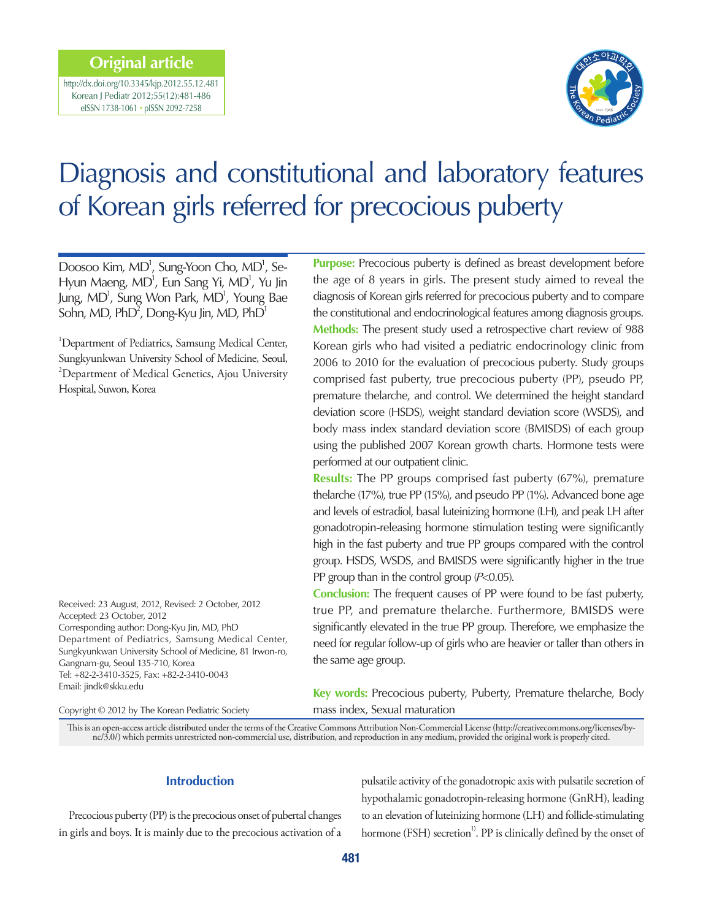Original article

http://dx.doi.org/10.3345/kjp.2012.55.12.481
Korean J Pediatr 2012;55(12):481-486
eISSN 1738-1061 • pISSN 2092-7258

# Diagnosis and constitutional and laboratory features of Korean girls referred for precocious puberty

Doosoo Kim, MD[1], Sung-Yoon Cho, MD[1], Se-Hyun Maeng, MD[1], Eun Sang Yi, MD[1], Yu Jin Jung, MD[1], Sung Won Park, MD[1], Young Bae Sohn, MD, PhD[2], Dong-Kyu Jin, MD, PhD[1]

[1]Department of Pediatrics, Samsung Medical Center, Sungkyunkwan University School of Medicine, Seoul, [2]Department of Medical Genetics, Ajou University Hospital, Suwon, Korea

**Purpose:** Precocious puberty is defined as breast development before the age of 8 years in girls. The present study aimed to reveal the diagnosis of Korean girls referred for precocious puberty and to compare the constitutional and endocrinological features among diagnosis groups.

**Methods:** The present study used a retrospective chart review of 988 Korean girls who had visited a pediatric endocrinology clinic from 2006 to 2010 for the evaluation of precocious puberty. Study groups comprised fast puberty, true precocious puberty (PP), pseudo PP, premature thelarche, and control. We determined the height standard deviation score (HSDS), weight standard deviation score (WSDS), and body mass index standard deviation score (BMISDS) of each group using the published 2007 Korean growth charts. Hormone tests were performed at our outpatient clinic.

**Results:** The PP groups comprised fast puberty (67%), premature thelarche (17%), true PP (15%), and pseudo PP (1%). Advanced bone age and levels of estradiol, basal luteinizing hormone (LH), and peak LH after gonadotropin-releasing hormone stimulation testing were significantly high in the fast puberty and true PP groups compared with the control group. HSDS, WSDS, and BMISDS were significantly higher in the true PP group than in the control group ($P$<0.05).

**Conclusion:** The frequent causes of PP were found to be fast puberty, true PP, and premature thelarche. Furthermore, BMISDS were significantly elevated in the true PP group. Therefore, we emphasize the need for regular follow-up of girls who are heavier or taller than others in the same age group.

**Key words:** Precocious puberty, Puberty, Premature thelarche, Body mass index, Sexual maturation

Received: 23 August, 2012, Revised: 2 October, 2012
Accepted: 23 October, 2012
Corresponding author: Dong-Kyu Jin, MD, PhD
Department of Pediatrics, Samsung Medical Center, Sungkyunkwan University School of Medicine, 81 Irwon-ro, Gangnam-gu, Seoul 135-710, Korea
Tel: +82-2-3410-3525, Fax: +82-2-3410-0043
Email: jindk@skku.edu

Copyright © 2012 by The Korean Pediatric Society

This is an open-access article distributed under the terms of the Creative Commons Attribution Non-Commercial License (http://creativecommons.org/licenses/by-nc/3.0/) which permits unrestricted non-commercial use, distribution, and reproduction in any medium, provided the original work is properly cited.

## Introduction

Precocious puberty (PP) is the precocious onset of pubertal changes in girls and boys. It is mainly due to the precocious activation of a pulsatile activity of the gonadotropic axis with pulsatile secretion of hypothalamic gonadotropin-releasing hormone (GnRH), leading to an elevation of luteinizing hormone (LH) and follicle-stimulating hormone (FSH) secretion[1]. PP is clinically defined by the onset of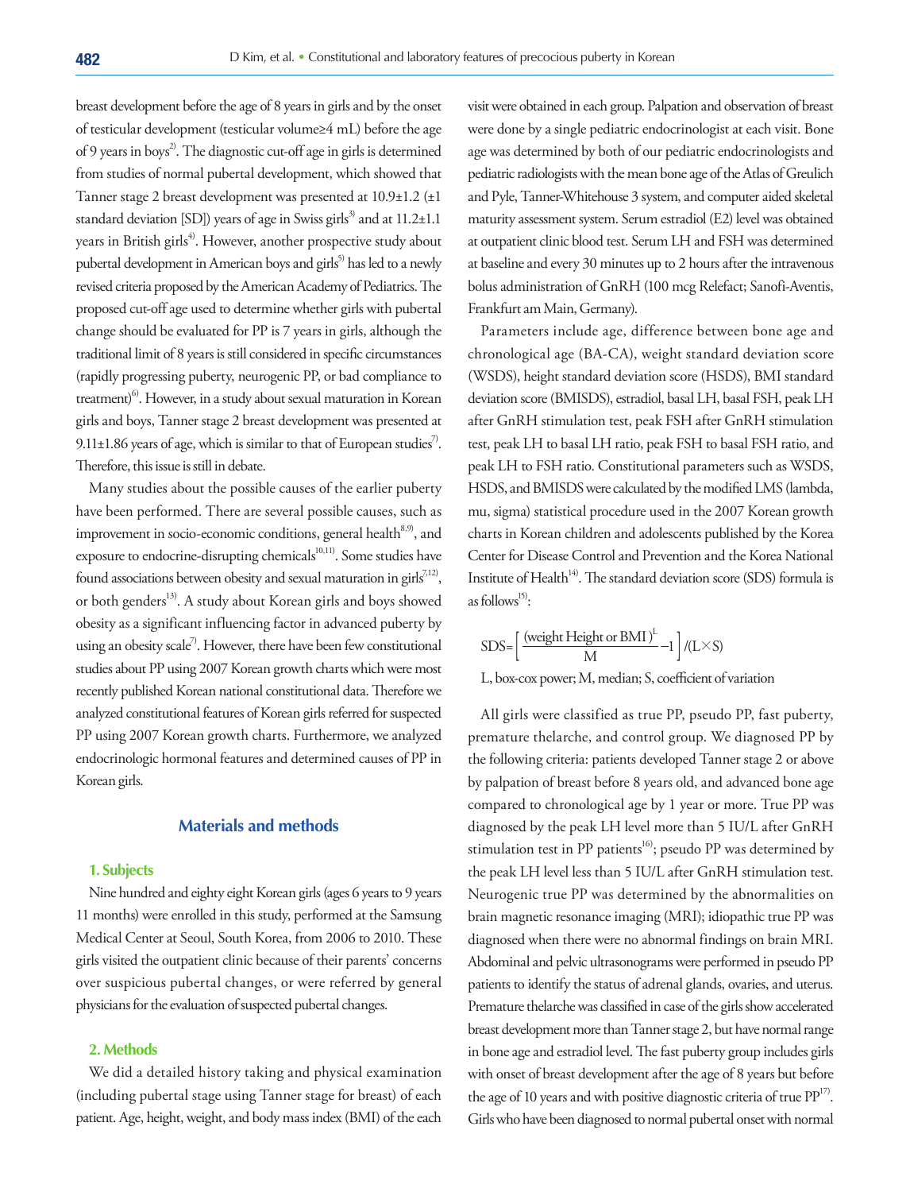breast development before the age of 8 years in girls and by the onset of testicular development (testicular volume≥4 mL) before the age of 9 years in boys[2]. The diagnostic cut-off age in girls is determined from studies of normal pubertal development, which showed that Tanner stage 2 breast development was presented at 10.9±1.2 (±1 standard deviation [SD]) years of age in Swiss girls[3] and at 11.2±1.1 years in British girls[4]. However, another prospective study about pubertal development in American boys and girls[5] has led to a newly revised criteria proposed by the American Academy of Pediatrics. The proposed cut-off age used to determine whether girls with pubertal change should be evaluated for PP is 7 years in girls, although the traditional limit of 8 years is still considered in specific circumstances (rapidly progressing puberty, neurogenic PP, or bad compliance to treatment)[6]. However, in a study about sexual maturation in Korean girls and boys, Tanner stage 2 breast development was presented at 9.11±1.86 years of age, which is similar to that of European studies[7]. Therefore, this issue is still in debate.

Many studies about the possible causes of the earlier puberty have been performed. There are several possible causes, such as improvement in socio-economic conditions, general health[8,9], and exposure to endocrine-disrupting chemicals[10,11]. Some studies have found associations between obesity and sexual maturation in girls[7,12], or both genders[13]. A study about Korean girls and boys showed obesity as a significant influencing factor in advanced puberty by using an obesity scale[7]. However, there have been few constitutional studies about PP using 2007 Korean growth charts which were most recently published Korean national constitutional data. Therefore we analyzed constitutional features of Korean girls referred for suspected PP using 2007 Korean growth charts. Furthermore, we analyzed endocrinologic hormonal features and determined causes of PP in Korean girls.

## Materials and methods

### 1. Subjects

Nine hundred and eighty eight Korean girls (ages 6 years to 9 years 11 months) were enrolled in this study, performed at the Samsung Medical Center at Seoul, South Korea, from 2006 to 2010. These girls visited the outpatient clinic because of their parents' concerns over suspicious pubertal changes, or were referred by general physicians for the evaluation of suspected pubertal changes.

### 2. Methods

We did a detailed history taking and physical examination (including pubertal stage using Tanner stage for breast) of each patient. Age, height, weight, and body mass index (BMI) of the each visit were obtained in each group. Palpation and observation of breast were done by a single pediatric endocrinologist at each visit. Bone age was determined by both of our pediatric endocrinologists and pediatric radiologists with the mean bone age of the Atlas of Greulich and Pyle, Tanner-Whitehouse 3 system, and computer aided skeletal maturity assessment system. Serum estradiol (E2) level was obtained at outpatient clinic blood test. Serum LH and FSH was determined at baseline and every 30 minutes up to 2 hours after the intravenous bolus administration of GnRH (100 mcg Relefact; Sanofi-Aventis, Frankfurt am Main, Germany).

Parameters include age, difference between bone age and chronological age (BA-CA), weight standard deviation score (WSDS), height standard deviation score (HSDS), BMI standard deviation score (BMISDS), estradiol, basal LH, basal FSH, peak LH after GnRH stimulation test, peak FSH after GnRH stimulation test, peak LH to basal LH ratio, peak FSH to basal FSH ratio, and peak LH to FSH ratio. Constitutional parameters such as WSDS, HSDS, and BMISDS were calculated by the modified LMS (lambda, mu, sigma) statistical procedure used in the 2007 Korean growth charts in Korean children and adolescents published by the Korea Center for Disease Control and Prevention and the Korea National Institute of Health[14]. The standard deviation score (SDS) formula is as follows[15]:

$$SDS=\left[\frac{(\text{weight Height or BMI})^{L}}{M}-1\right]/(L\times S)$$

L, box-cox power; M, median; S, coefficient of variation

All girls were classified as true PP, pseudo PP, fast puberty, premature thelarche, and control group. We diagnosed PP by the following criteria: patients developed Tanner stage 2 or above by palpation of breast before 8 years old, and advanced bone age compared to chronological age by 1 year or more. True PP was diagnosed by the peak LH level more than 5 IU/L after GnRH stimulation test in PP patients[16]; pseudo PP was determined by the peak LH level less than 5 IU/L after GnRH stimulation test. Neurogenic true PP was determined by the abnormalities on brain magnetic resonance imaging (MRI); idiopathic true PP was diagnosed when there were no abnormal findings on brain MRI. Abdominal and pelvic ultrasonograms were performed in pseudo PP patients to identify the status of adrenal glands, ovaries, and uterus. Premature thelarche was classified in case of the girls show accelerated breast development more than Tanner stage 2, but have normal range in bone age and estradiol level. The fast puberty group includes girls with onset of breast development after the age of 8 years but before the age of 10 years and with positive diagnostic criteria of true PP[17]. Girls who have been diagnosed to normal pubertal onset with normal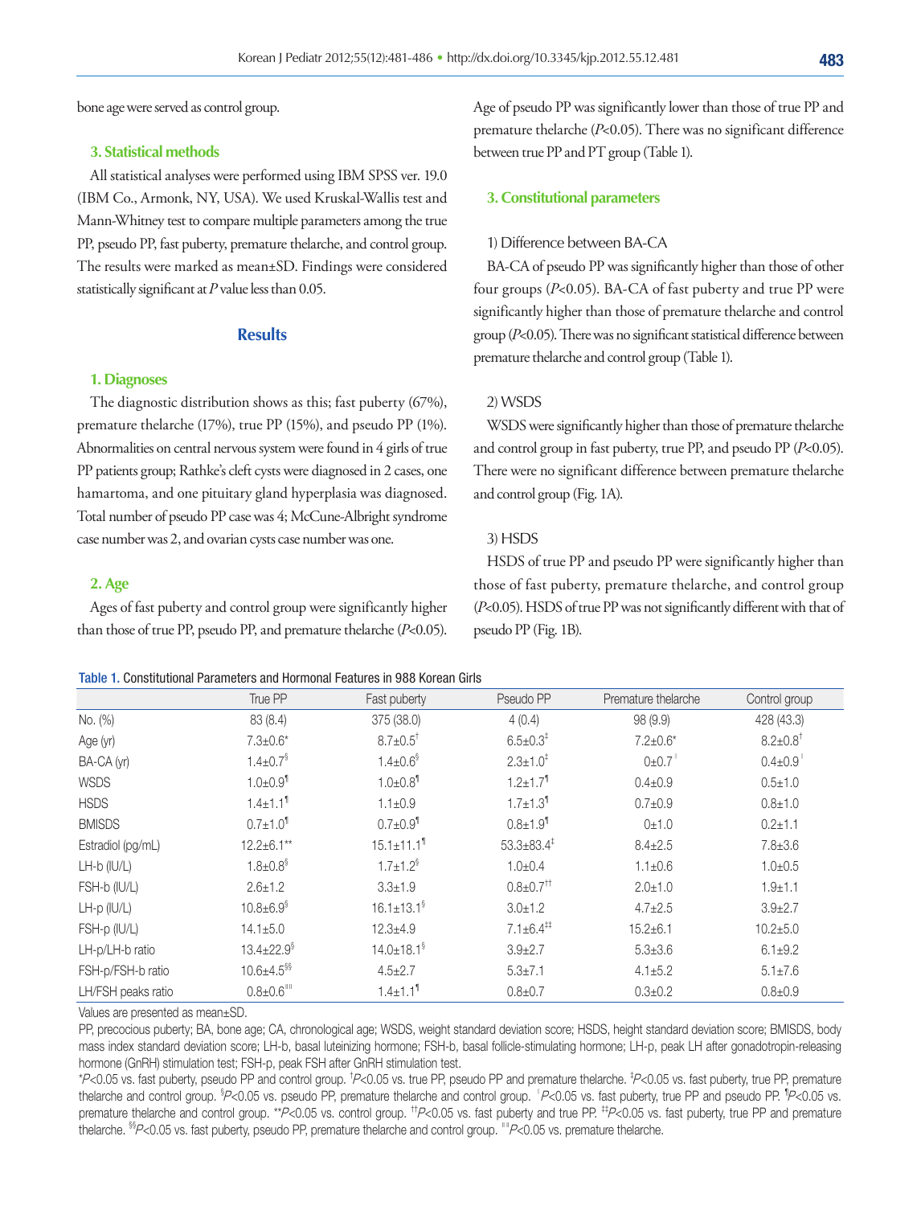bone age were served as control group.

### 3. Statistical methods

All statistical analyses were performed using IBM SPSS ver. 19.0 (IBM Co., Armonk, NY, USA). We used Kruskal-Wallis test and Mann-Whitney test to compare multiple parameters among the true PP, pseudo PP, fast puberty, premature thelarche, and control group. The results were marked as mean±SD. Findings were considered statistically significant at *P* value less than 0.05.

## Results

### 1. Diagnoses

The diagnostic distribution shows as this; fast puberty (67%), premature thelarche (17%), true PP (15%), and pseudo PP (1%). Abnormalities on central nervous system were found in 4 girls of true PP patients group; Rathke's cleft cysts were diagnosed in 2 cases, one hamartoma, and one pituitary gland hyperplasia was diagnosed. Total number of pseudo PP case was 4; McCune-Albright syndrome case number was 2, and ovarian cysts case number was one.

### 2. Age

Ages of fast puberty and control group were significantly higher than those of true PP, pseudo PP, and premature thelarche (*P*<0.05). Age of pseudo PP was significantly lower than those of true PP and premature thelarche (*P*<0.05). There was no significant difference between true PP and PT group (Table 1).

### 3. Constitutional parameters

#### 1) Difference between BA-CA

BA-CA of pseudo PP was significantly higher than those of other four groups (*P*<0.05). BA-CA of fast puberty and true PP were significantly higher than those of premature thelarche and control group (*P*<0.05). There was no significant statistical difference between premature thelarche and control group (Table 1).

#### 2) WSDS

WSDS were significantly higher than those of premature thelarche and control group in fast puberty, true PP, and pseudo PP (*P*<0.05). There were no significant difference between premature thelarche and control group (Fig. 1A).

#### 3) HSDS

HSDS of true PP and pseudo PP were significantly higher than those of fast puberty, premature thelarche, and control group (*P*<0.05). HSDS of true PP was not significantly different with that of pseudo PP (Fig. 1B).

**Table 1.** Constitutional Parameters and Hormonal Features in 988 Korean Girls

| | True PP | Fast puberty | Pseudo PP | Premature thelarche | Control group |
|---|---|---|---|---|---|
| No. (%) | 83 (8.4) | 375 (38.0) | 4 (0.4) | 98 (9.9) | 428 (43.3) |
| Age (yr) | 7.3±0.6* | 8.7±0.5† | 6.5±0.3‡ | 7.2±0.6* | 8.2±0.8† |
| BA-CA (yr) | 1.4±0.7§ | 1.4±0.6§ | 2.3±1.0‡ | 0±0.7∥ | 0.4±0.9∥ |
| WSDS | 1.0±0.9¶ | 1.0±0.8¶ | 1.2±1.7¶ | 0.4±0.9 | 0.5±1.0 |
| HSDS | 1.4±1.1¶ | 1.1±0.9 | 1.7±1.3¶ | 0.7±0.9 | 0.8±1.0 |
| BMISDS | 0.7±1.0¶ | 0.7±0.9¶ | 0.8±1.9¶ | 0±1.0 | 0.2±1.1 |
| Estradiol (pg/mL) | 12.2±6.1** | 15.1±11.1¶ | 53.3±83.4‡ | 8.4±2.5 | 7.8±3.6 |
| LH-b (IU/L) | 1.8±0.8§ | 1.7±1.2§ | 1.0±0.4 | 1.1±0.6 | 1.0±0.5 |
| FSH-b (IU/L) | 2.6±1.2 | 3.3±1.9 | 0.8±0.7†† | 2.0±1.0 | 1.9±1.1 |
| LH-p (IU/L) | 10.8±6.9§ | 16.1±13.1§ | 3.0±1.2 | 4.7±2.5 | 3.9±2.7 |
| FSH-p (IU/L) | 14.1±5.0 | 12.3±4.9 | 7.1±6.4‡‡ | 15.2±6.1 | 10.2±5.0 |
| LH-p/LH-b ratio | 13.4±22.9§ | 14.0±18.1§ | 3.9±2.7 | 5.3±3.6 | 6.1±9.2 |
| FSH-p/FSH-b ratio | 10.6±4.5§§ | 4.5±2.7 | 5.3±7.1 | 4.1±5.2 | 5.1±7.6 |
| LH/FSH peaks ratio | 0.8±0.6∥∥ | 1.4±1.1¶ | 0.8±0.7 | 0.3±0.2 | 0.8±0.9 |

Values are presented as mean±SD.

PP, precocious puberty; BA, bone age; CA, chronological age; WSDS, weight standard deviation score; HSDS, height standard deviation score; BMISDS, body mass index standard deviation score; LH-b, basal luteinizing hormone; FSH-b, basal follicle-stimulating hormone; LH-p, peak LH after gonadotropin-releasing hormone (GnRH) stimulation test; FSH-p, peak FSH after GnRH stimulation test.

**P*<0.05 vs. fast puberty, pseudo PP and control group. †*P*<0.05 vs. true PP, pseudo PP and premature thelarche. ‡*P*<0.05 vs. fast puberty, true PP, premature thelarche and control group. §*P*<0.05 vs. pseudo PP, premature thelarche and control group. ∥*P*<0.05 vs. fast puberty, true PP and pseudo PP. ¶*P*<0.05 vs. premature thelarche and control group. ***P*<0.05 vs. control group. ††*P*<0.05 vs. fast puberty and true PP. ‡‡*P*<0.05 vs. fast puberty, true PP and premature thelarche. §§*P*<0.05 vs. fast puberty, pseudo PP, premature thelarche and control group. ∥∥*P*<0.05 vs. premature thelarche.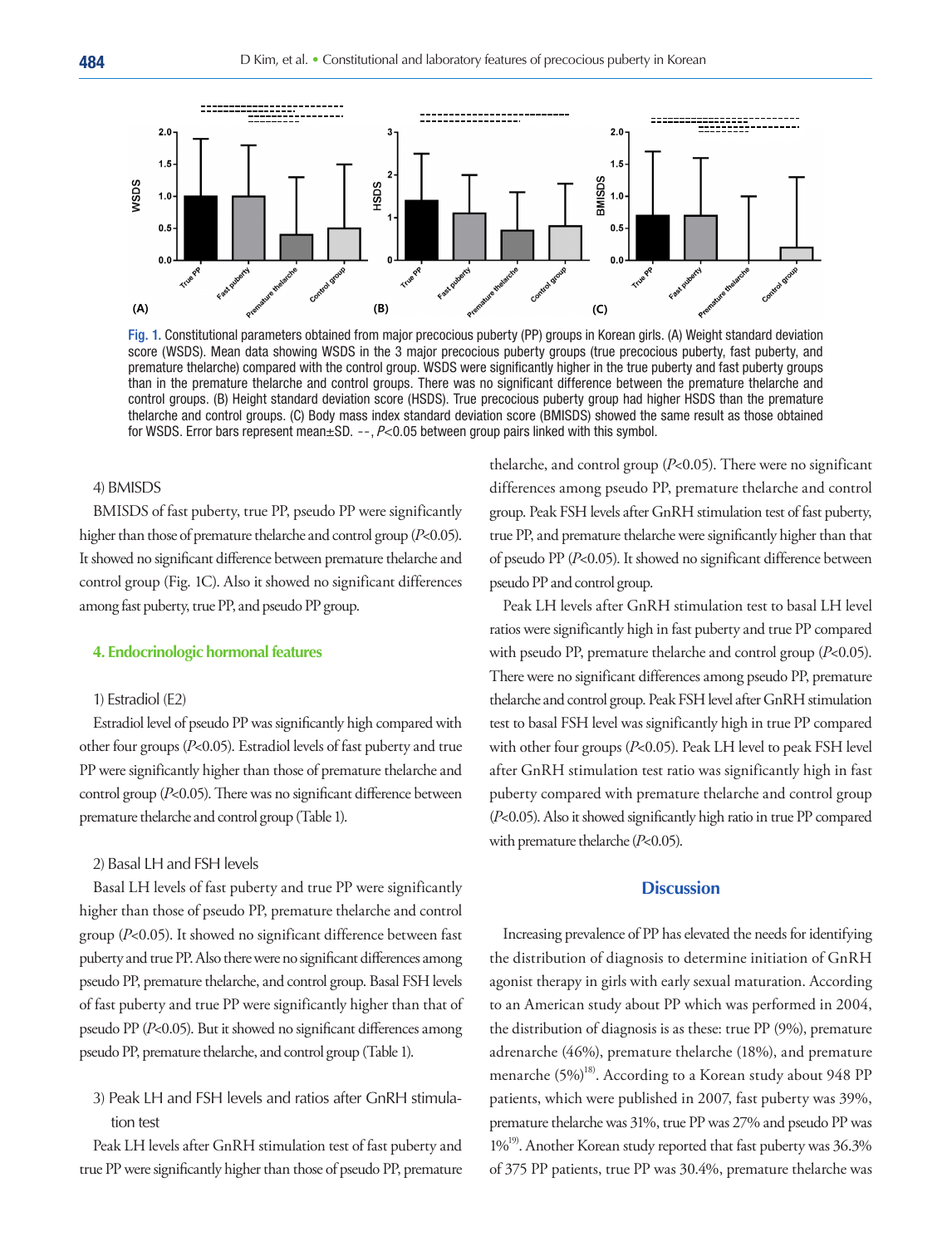Fig. 1. Constitutional parameters obtained from major precocious puberty (PP) groups in Korean girls. (A) Weight standard deviation score (WSDS). Mean data showing WSDS in the 3 major precocious puberty groups (true precocious puberty, fast puberty, and premature thelarche) compared with the control group. WSDS were significantly higher in the true puberty and fast puberty groups than in the premature thelarche and control groups. There was no significant difference between the premature thelarche and control groups. (B) Height standard deviation score (HSDS). True precocious puberty group had higher HSDS than the premature thelarche and control groups. (C) Body mass index standard deviation score (BMISDS) showed the same result as those obtained for WSDS. Error bars represent mean±SD. --, $P<0.05$ between group pairs linked with this symbol.

#### 4) BMISDS

BMISDS of fast puberty, true PP, pseudo PP were significantly higher than those of premature thelarche and control group ($P<0.05$). It showed no significant difference between premature thelarche and control group (Fig. 1C). Also it showed no significant differences among fast puberty, true PP, and pseudo PP group.

### 4. Endocrinologic hormonal features

#### 1) Estradiol (E2)

Estradiol level of pseudo PP was significantly high compared with other four groups ($P<0.05$). Estradiol levels of fast puberty and true PP were significantly higher than those of premature thelarche and control group ($P<0.05$). There was no significant difference between premature thelarche and control group (Table 1).

#### 2) Basal LH and FSH levels

Basal LH levels of fast puberty and true PP were significantly higher than those of pseudo PP, premature thelarche and control group ($P<0.05$). It showed no significant difference between fast puberty and true PP. Also there were no significant differences among pseudo PP, premature thelarche, and control group. Basal FSH levels of fast puberty and true PP were significantly higher than that of pseudo PP ($P<0.05$). But it showed no significant differences among pseudo PP, premature thelarche, and control group (Table 1).

#### 3) Peak LH and FSH levels and ratios after GnRH stimulation test

Peak LH levels after GnRH stimulation test of fast puberty and true PP were significantly higher than those of pseudo PP, premature thelarche, and control group ($P<0.05$). There were no significant differences among pseudo PP, premature thelarche and control group. Peak FSH levels after GnRH stimulation test of fast puberty, true PP, and premature thelarche were significantly higher than that of pseudo PP ($P<0.05$). It showed no significant difference between pseudo PP and control group.

Peak LH levels after GnRH stimulation test to basal LH level ratios were significantly high in fast puberty and true PP compared with pseudo PP, premature thelarche and control group ($P<0.05$). There were no significant differences among pseudo PP, premature thelarche and control group. Peak FSH level after GnRH stimulation test to basal FSH level was significantly high in true PP compared with other four groups ($P<0.05$). Peak LH level to peak FSH level after GnRH stimulation test ratio was significantly high in fast puberty compared with premature thelarche and control group ($P<0.05$). Also it showed significantly high ratio in true PP compared with premature thelarche ($P<0.05$).

## Discussion

Increasing prevalence of PP has elevated the needs for identifying the distribution of diagnosis to determine initiation of GnRH agonist therapy in girls with early sexual maturation. According to an American study about PP which was performed in 2004, the distribution of diagnosis is as these: true PP (9%), premature adrenarche (46%), premature thelarche (18%), and premature menarche (5%)[18]. According to a Korean study about 948 PP patients, which were published in 2007, fast puberty was 39%, premature thelarche was 31%, true PP was 27% and pseudo PP was 1%[19]. Another Korean study reported that fast puberty was 36.3% of 375 PP patients, true PP was 30.4%, premature thelarche was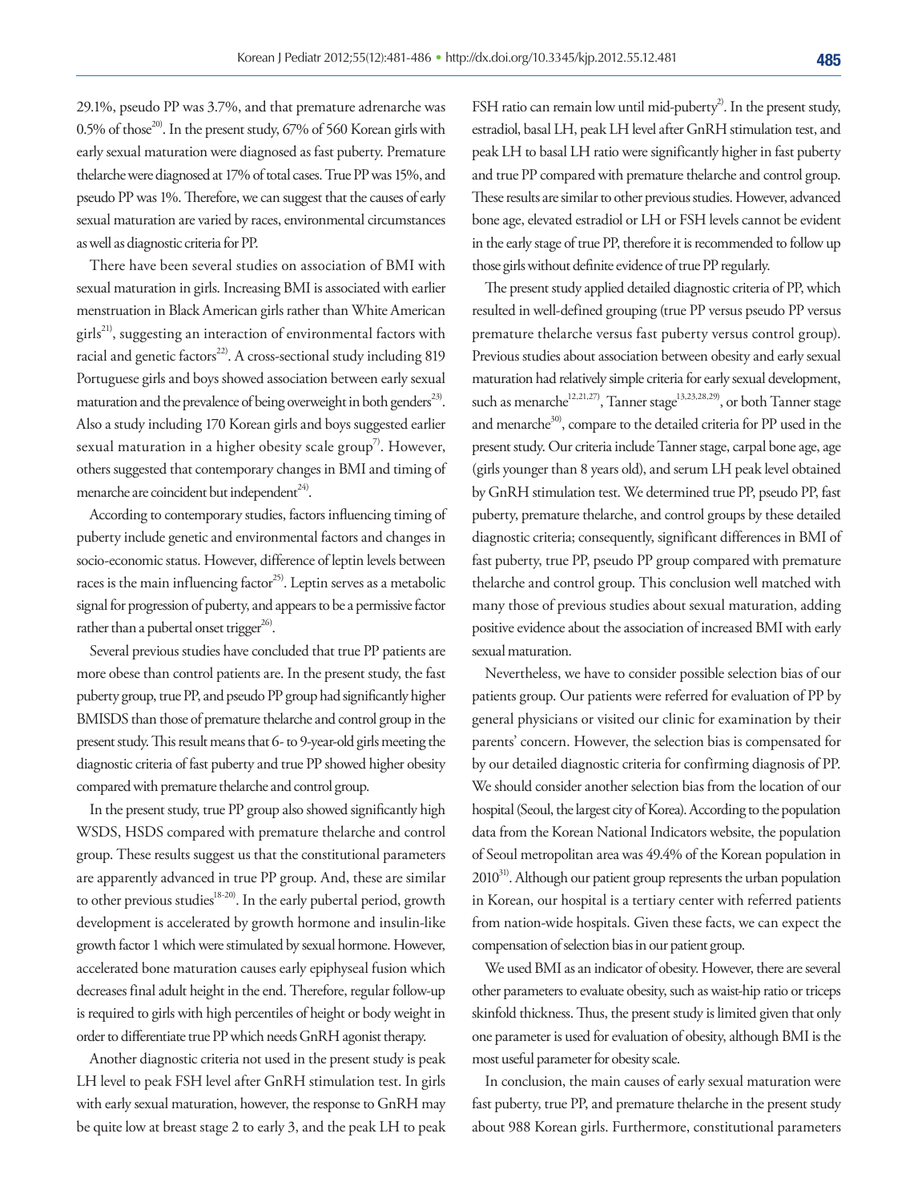29.1%, pseudo PP was 3.7%, and that premature adrenarche was 0.5% of those[20]. In the present study, 67% of 560 Korean girls with early sexual maturation were diagnosed as fast puberty. Premature thelarche were diagnosed at 17% of total cases. True PP was 15%, and pseudo PP was 1%. Therefore, we can suggest that the causes of early sexual maturation are varied by races, environmental circumstances as well as diagnostic criteria for PP.

There have been several studies on association of BMI with sexual maturation in girls. Increasing BMI is associated with earlier menstruation in Black American girls rather than White American girls[21], suggesting an interaction of environmental factors with racial and genetic factors[22]. A cross-sectional study including 819 Portuguese girls and boys showed association between early sexual maturation and the prevalence of being overweight in both genders[23]. Also a study including 170 Korean girls and boys suggested earlier sexual maturation in a higher obesity scale group[7]. However, others suggested that contemporary changes in BMI and timing of menarche are coincident but independent[24].

According to contemporary studies, factors influencing timing of puberty include genetic and environmental factors and changes in socio-economic status. However, difference of leptin levels between races is the main influencing factor[25]. Leptin serves as a metabolic signal for progression of puberty, and appears to be a permissive factor rather than a pubertal onset trigger[26].

Several previous studies have concluded that true PP patients are more obese than control patients are. In the present study, the fast puberty group, true PP, and pseudo PP group had significantly higher BMISDS than those of premature thelarche and control group in the present study. This result means that 6- to 9-year-old girls meeting the diagnostic criteria of fast puberty and true PP showed higher obesity compared with premature thelarche and control group.

In the present study, true PP group also showed significantly high WSDS, HSDS compared with premature thelarche and control group. These results suggest us that the constitutional parameters are apparently advanced in true PP group. And, these are similar to other previous studies[18-20]. In the early pubertal period, growth development is accelerated by growth hormone and insulin-like growth factor 1 which were stimulated by sexual hormone. However, accelerated bone maturation causes early epiphyseal fusion which decreases final adult height in the end. Therefore, regular follow-up is required to girls with high percentiles of height or body weight in order to differentiate true PP which needs GnRH agonist therapy.

Another diagnostic criteria not used in the present study is peak LH level to peak FSH level after GnRH stimulation test. In girls with early sexual maturation, however, the response to GnRH may be quite low at breast stage 2 to early 3, and the peak LH to peak FSH ratio can remain low until mid-puberty[2]. In the present study, estradiol, basal LH, peak LH level after GnRH stimulation test, and peak LH to basal LH ratio were significantly higher in fast puberty and true PP compared with premature thelarche and control group. These results are similar to other previous studies. However, advanced bone age, elevated estradiol or LH or FSH levels cannot be evident in the early stage of true PP, therefore it is recommended to follow up those girls without definite evidence of true PP regularly.

The present study applied detailed diagnostic criteria of PP, which resulted in well-defined grouping (true PP versus pseudo PP versus premature thelarche versus fast puberty versus control group). Previous studies about association between obesity and early sexual maturation had relatively simple criteria for early sexual development, such as menarche[12,21,27], Tanner stage[13,23,28,29], or both Tanner stage and menarche[30], compare to the detailed criteria for PP used in the present study. Our criteria include Tanner stage, carpal bone age, age (girls younger than 8 years old), and serum LH peak level obtained by GnRH stimulation test. We determined true PP, pseudo PP, fast puberty, premature thelarche, and control groups by these detailed diagnostic criteria; consequently, significant differences in BMI of fast puberty, true PP, pseudo PP group compared with premature thelarche and control group. This conclusion well matched with many those of previous studies about sexual maturation, adding positive evidence about the association of increased BMI with early sexual maturation.

Nevertheless, we have to consider possible selection bias of our patients group. Our patients were referred for evaluation of PP by general physicians or visited our clinic for examination by their parents' concern. However, the selection bias is compensated for by our detailed diagnostic criteria for confirming diagnosis of PP. We should consider another selection bias from the location of our hospital (Seoul, the largest city of Korea). According to the population data from the Korean National Indicators website, the population of Seoul metropolitan area was 49.4% of the Korean population in 2010[31]. Although our patient group represents the urban population in Korean, our hospital is a tertiary center with referred patients from nation-wide hospitals. Given these facts, we can expect the compensation of selection bias in our patient group.

We used BMI as an indicator of obesity. However, there are several other parameters to evaluate obesity, such as waist-hip ratio or triceps skinfold thickness. Thus, the present study is limited given that only one parameter is used for evaluation of obesity, although BMI is the most useful parameter for obesity scale.

In conclusion, the main causes of early sexual maturation were fast puberty, true PP, and premature thelarche in the present study about 988 Korean girls. Furthermore, constitutional parameters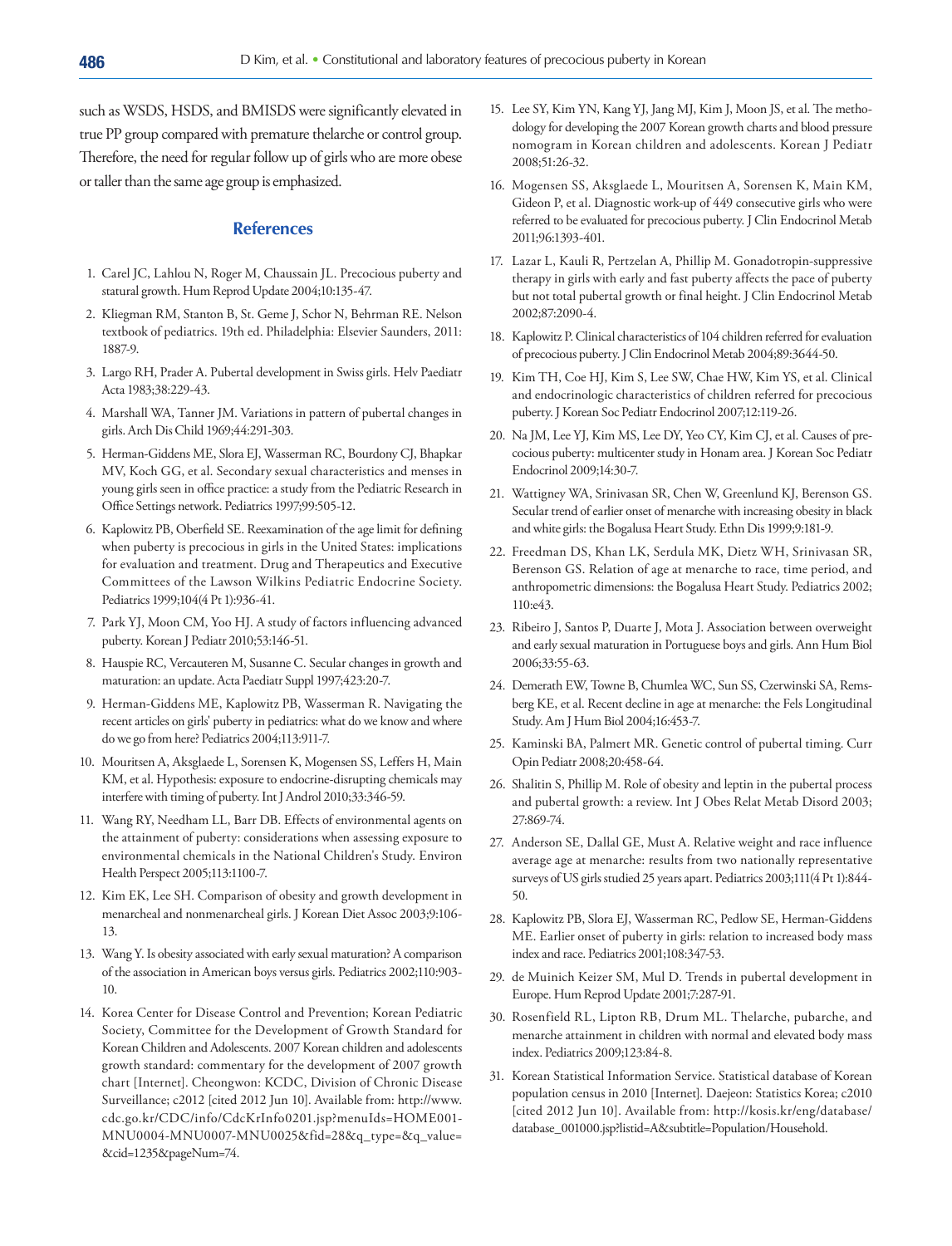such as WSDS, HSDS, and BMISDS were significantly elevated in true PP group compared with premature thelarche or control group. Therefore, the need for regular follow up of girls who are more obese or taller than the same age group is emphasized.

## References

1. Carel JC, Lahlou N, Roger M, Chaussain JL. Precocious puberty and statural growth. Hum Reprod Update 2004;10:135-47.
2. Kliegman RM, Stanton B, St. Geme J, Schor N, Behrman RE. Nelson textbook of pediatrics. 19th ed. Philadelphia: Elsevier Saunders, 2011: 1887-9.
3. Largo RH, Prader A. Pubertal development in Swiss girls. Helv Paediatr Acta 1983;38:229-43.
4. Marshall WA, Tanner JM. Variations in pattern of pubertal changes in girls. Arch Dis Child 1969;44:291-303.
5. Herman-Giddens ME, Slora EJ, Wasserman RC, Bourdony CJ, Bhapkar MV, Koch GG, et al. Secondary sexual characteristics and menses in young girls seen in office practice: a study from the Pediatric Research in Office Settings network. Pediatrics 1997;99:505-12.
6. Kaplowitz PB, Oberfield SE. Reexamination of the age limit for defining when puberty is precocious in girls in the United States: implications for evaluation and treatment. Drug and Therapeutics and Executive Committees of the Lawson Wilkins Pediatric Endocrine Society. Pediatrics 1999;104(4 Pt 1):936-41.
7. Park YJ, Moon CM, Yoo HJ. A study of factors influencing advanced puberty. Korean J Pediatr 2010;53:146-51.
8. Hauspie RC, Vercauteren M, Susanne C. Secular changes in growth and maturation: an update. Acta Paediatr Suppl 1997;423:20-7.
9. Herman-Giddens ME, Kaplowitz PB, Wasserman R. Navigating the recent articles on girls' puberty in pediatrics: what do we know and where do we go from here? Pediatrics 2004;113:911-7.
10. Mouritsen A, Aksglaede L, Sorensen K, Mogensen SS, Leffers H, Main KM, et al. Hypothesis: exposure to endocrine-disrupting chemicals may interfere with timing of puberty. Int J Androl 2010;33:346-59.
11. Wang RY, Needham LL, Barr DB. Effects of environmental agents on the attainment of puberty: considerations when assessing exposure to environmental chemicals in the National Children's Study. Environ Health Perspect 2005;113:1100-7.
12. Kim EK, Lee SH. Comparison of obesity and growth development in menarcheal and nonmenarcheal girls. J Korean Diet Assoc 2003;9:106-13.
13. Wang Y. Is obesity associated with early sexual maturation? A comparison of the association in American boys versus girls. Pediatrics 2002;110:903-10.
14. Korea Center for Disease Control and Prevention; Korean Pediatric Society, Committee for the Development of Growth Standard for Korean Children and Adolescents. 2007 Korean children and adolescents growth standard: commentary for the development of 2007 growth chart [Internet]. Cheongwon: KCDC, Division of Chronic Disease Surveillance; c2012 [cited 2012 Jun 10]. Available from: http://www.cdc.go.kr/CDC/info/CdcKrInfo0201.jsp?menuIds=HOME001-MNU0004-MNU0007-MNU0025&fid=28&q_type=&q_value=&cid=1235&pageNum=74.
15. Lee SY, Kim YN, Kang YJ, Jang MJ, Kim J, Moon JS, et al. The methodology for developing the 2007 Korean growth charts and blood pressure nomogram in Korean children and adolescents. Korean J Pediatr 2008;51:26-32.
16. Mogensen SS, Aksglaede L, Mouritsen A, Sorensen K, Main KM, Gideon P, et al. Diagnostic work-up of 449 consecutive girls who were referred to be evaluated for precocious puberty. J Clin Endocrinol Metab 2011;96:1393-401.
17. Lazar L, Kauli R, Pertzelan A, Phillip M. Gonadotropin-suppressive therapy in girls with early and fast puberty affects the pace of puberty but not total pubertal growth or final height. J Clin Endocrinol Metab 2002;87:2090-4.
18. Kaplowitz P. Clinical characteristics of 104 children referred for evaluation of precocious puberty. J Clin Endocrinol Metab 2004;89:3644-50.
19. Kim TH, Coe HJ, Kim S, Lee SW, Chae HW, Kim YS, et al. Clinical and endocrinologic characteristics of children referred for precocious puberty. J Korean Soc Pediatr Endocrinol 2007;12:119-26.
20. Na JM, Lee YJ, Kim MS, Lee DY, Yeo CY, Kim CJ, et al. Causes of precocious puberty: multicenter study in Honam area. J Korean Soc Pediatr Endocrinol 2009;14:30-7.
21. Wattigney WA, Srinivasan SR, Chen W, Greenlund KJ, Berenson GS. Secular trend of earlier onset of menarche with increasing obesity in black and white girls: the Bogalusa Heart Study. Ethn Dis 1999;9:181-9.
22. Freedman DS, Khan LK, Serdula MK, Dietz WH, Srinivasan SR, Berenson GS. Relation of age at menarche to race, time period, and anthropometric dimensions: the Bogalusa Heart Study. Pediatrics 2002; 110:e43.
23. Ribeiro J, Santos P, Duarte J, Mota J. Association between overweight and early sexual maturation in Portuguese boys and girls. Ann Hum Biol 2006;33:55-63.
24. Demerath EW, Towne B, Chumlea WC, Sun SS, Czerwinski SA, Remsberg KE, et al. Recent decline in age at menarche: the Fels Longitudinal Study. Am J Hum Biol 2004;16:453-7.
25. Kaminski BA, Palmert MR. Genetic control of pubertal timing. Curr Opin Pediatr 2008;20:458-64.
26. Shalitin S, Phillip M. Role of obesity and leptin in the pubertal process and pubertal growth: a review. Int J Obes Relat Metab Disord 2003; 27:869-74.
27. Anderson SE, Dallal GE, Must A. Relative weight and race influence average age at menarche: results from two nationally representative surveys of US girls studied 25 years apart. Pediatrics 2003;111(4 Pt 1):844-50.
28. Kaplowitz PB, Slora EJ, Wasserman RC, Pedlow SE, Herman-Giddens ME. Earlier onset of puberty in girls: relation to increased body mass index and race. Pediatrics 2001;108:347-53.
29. de Muinich Keizer SM, Mul D. Trends in pubertal development in Europe. Hum Reprod Update 2001;7:287-91.
30. Rosenfield RL, Lipton RB, Drum ML. Thelarche, pubarche, and menarche attainment in children with normal and elevated body mass index. Pediatrics 2009;123:84-8.
31. Korean Statistical Information Service. Statistical database of Korean population census in 2010 [Internet]. Daejeon: Statistics Korea; c2010 [cited 2012 Jun 10]. Available from: http://kosis.kr/eng/database/database_001000.jsp?listid=A&subtitle=Population/Household.